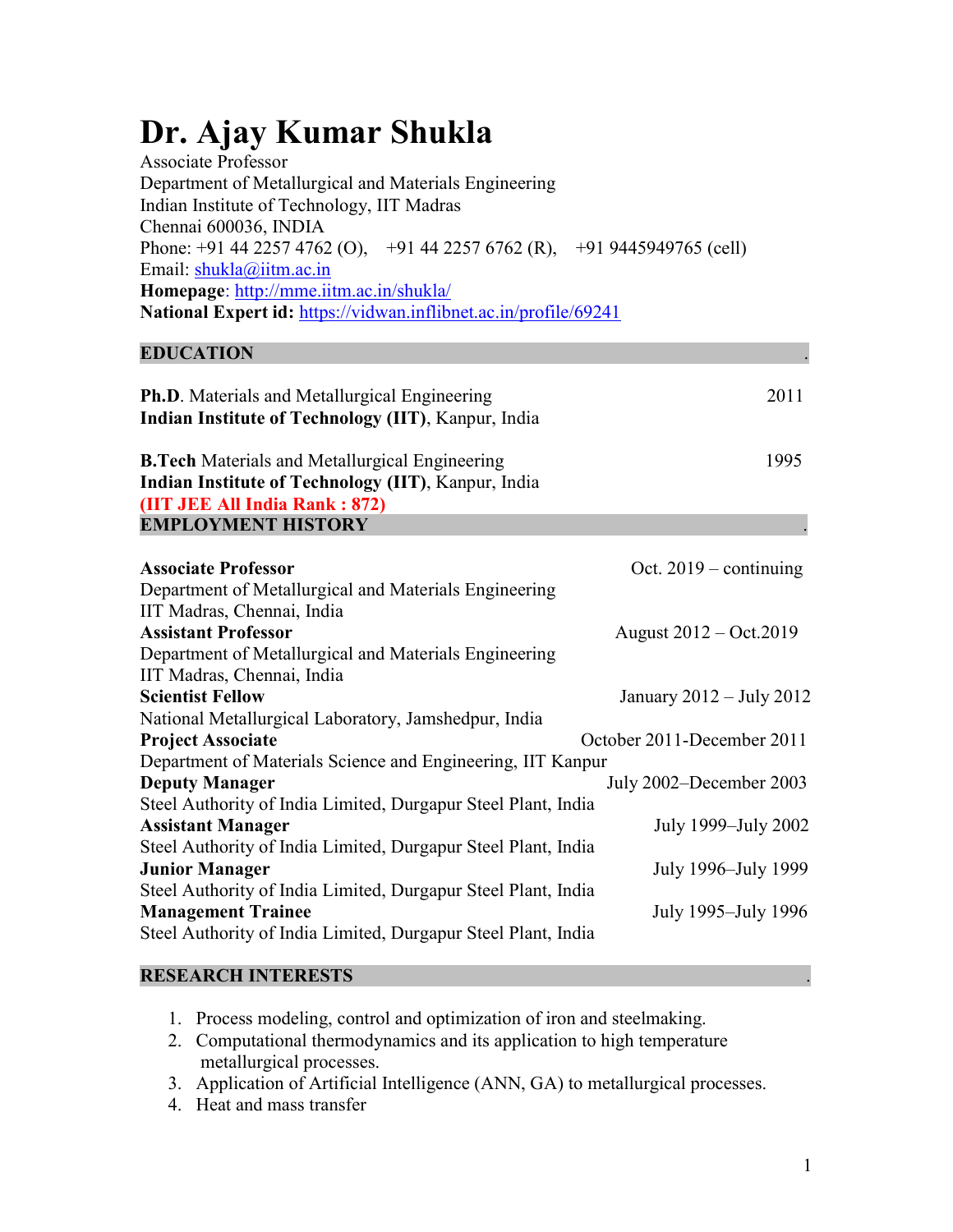# Dr. Ajay Kumar Shukla

Associate Professor
Department of Metallurgical and Materials Engineering
Indian Institute of Technology, IIT Madras
Chennai 600036, INDIA
Phone: +91 44 2257 4762 (O), +91 44 2257 6762 (R), +91 9445949765 (cell)
Email: shukla@iitm.ac.in
**Homepage**: http://mme.iitm.ac.in/shukla/
**National Expert id:** https://vidwan.inflibnet.ac.in/profile/69241

## EDUCATION

**Ph.D**. Materials and Metallurgical Engineering — 2011
**Indian Institute of Technology (IIT)**, Kanpur, India

**B.Tech** Materials and Metallurgical Engineering — 1995
**Indian Institute of Technology (IIT)**, Kanpur, India
**(IIT JEE All India Rank : 872)**

## EMPLOYMENT HISTORY

**Associate Professor** — Oct. 2019 – continuing
Department of Metallurgical and Materials Engineering
IIT Madras, Chennai, India

**Assistant Professor** — August 2012 – Oct.2019
Department of Metallurgical and Materials Engineering
IIT Madras, Chennai, India

**Scientist Fellow** — January 2012 – July 2012
National Metallurgical Laboratory, Jamshedpur, India

**Project Associate** — October 2011-December 2011
Department of Materials Science and Engineering, IIT Kanpur

**Deputy Manager** — July 2002–December 2003
Steel Authority of India Limited, Durgapur Steel Plant, India

**Assistant Manager** — July 1999–July 2002
Steel Authority of India Limited, Durgapur Steel Plant, India

**Junior Manager** — July 1996–July 1999
Steel Authority of India Limited, Durgapur Steel Plant, India

**Management Trainee** — July 1995–July 1996
Steel Authority of India Limited, Durgapur Steel Plant, India

## RESEARCH INTERESTS

1. Process modeling, control and optimization of iron and steelmaking.
2. Computational thermodynamics and its application to high temperature metallurgical processes.
3. Application of Artificial Intelligence (ANN, GA) to metallurgical processes.
4. Heat and mass transfer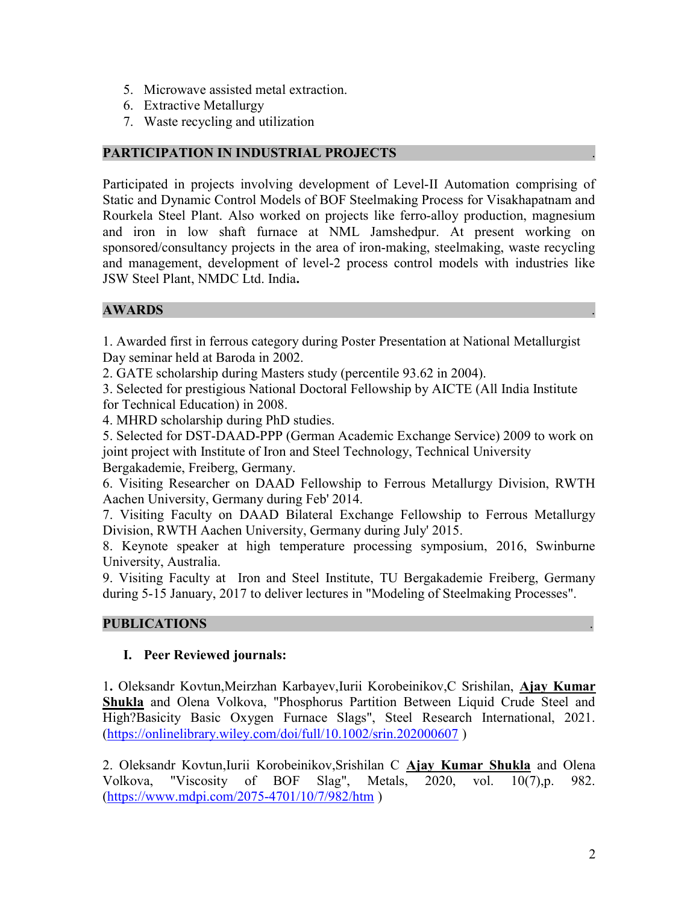5. Microwave assisted metal extraction.
6. Extractive Metallurgy
7. Waste recycling and utilization

## PARTICIPATION IN INDUSTRIAL PROJECTS

Participated in projects involving development of Level-II Automation comprising of Static and Dynamic Control Models of BOF Steelmaking Process for Visakhapatnam and Rourkela Steel Plant. Also worked on projects like ferro-alloy production, magnesium and iron in low shaft furnace at NML Jamshedpur. At present working on sponsored/consultancy projects in the area of iron-making, steelmaking, waste recycling and management, development of level-2 process control models with industries like JSW Steel Plant, NMDC Ltd. India**.**

## AWARDS

1. Awarded first in ferrous category during Poster Presentation at National Metallurgist Day seminar held at Baroda in 2002.
2. GATE scholarship during Masters study (percentile 93.62 in 2004).
3. Selected for prestigious National Doctoral Fellowship by AICTE (All India Institute for Technical Education) in 2008.
4. MHRD scholarship during PhD studies.
5. Selected for DST-DAAD-PPP (German Academic Exchange Service) 2009 to work on joint project with Institute of Iron and Steel Technology, Technical University Bergakademie, Freiberg, Germany.
6. Visiting Researcher on DAAD Fellowship to Ferrous Metallurgy Division, RWTH Aachen University, Germany during Feb' 2014.
7. Visiting Faculty on DAAD Bilateral Exchange Fellowship to Ferrous Metallurgy Division, RWTH Aachen University, Germany during July' 2015.
8. Keynote speaker at high temperature processing symposium, 2016, Swinburne University, Australia.
9. Visiting Faculty at Iron and Steel Institute, TU Bergakademie Freiberg, Germany during 5-15 January, 2017 to deliver lectures in "Modeling of Steelmaking Processes".

## PUBLICATIONS

### I. Peer Reviewed journals:

1**.** Oleksandr Kovtun,Meirzhan Karbayev,Iurii Korobeinikov,C Srishilan, **Ajay Kumar Shukla** and Olena Volkova, "Phosphorus Partition Between Liquid Crude Steel and High?Basicity Basic Oxygen Furnace Slags", Steel Research International, 2021. (https://onlinelibrary.wiley.com/doi/full/10.1002/srin.202000607 )

2. Oleksandr Kovtun,Iurii Korobeinikov,Srishilan C **Ajay Kumar Shukla** and Olena Volkova, "Viscosity of BOF Slag", Metals, 2020, vol. 10(7),p. 982. (https://www.mdpi.com/2075-4701/10/7/982/htm )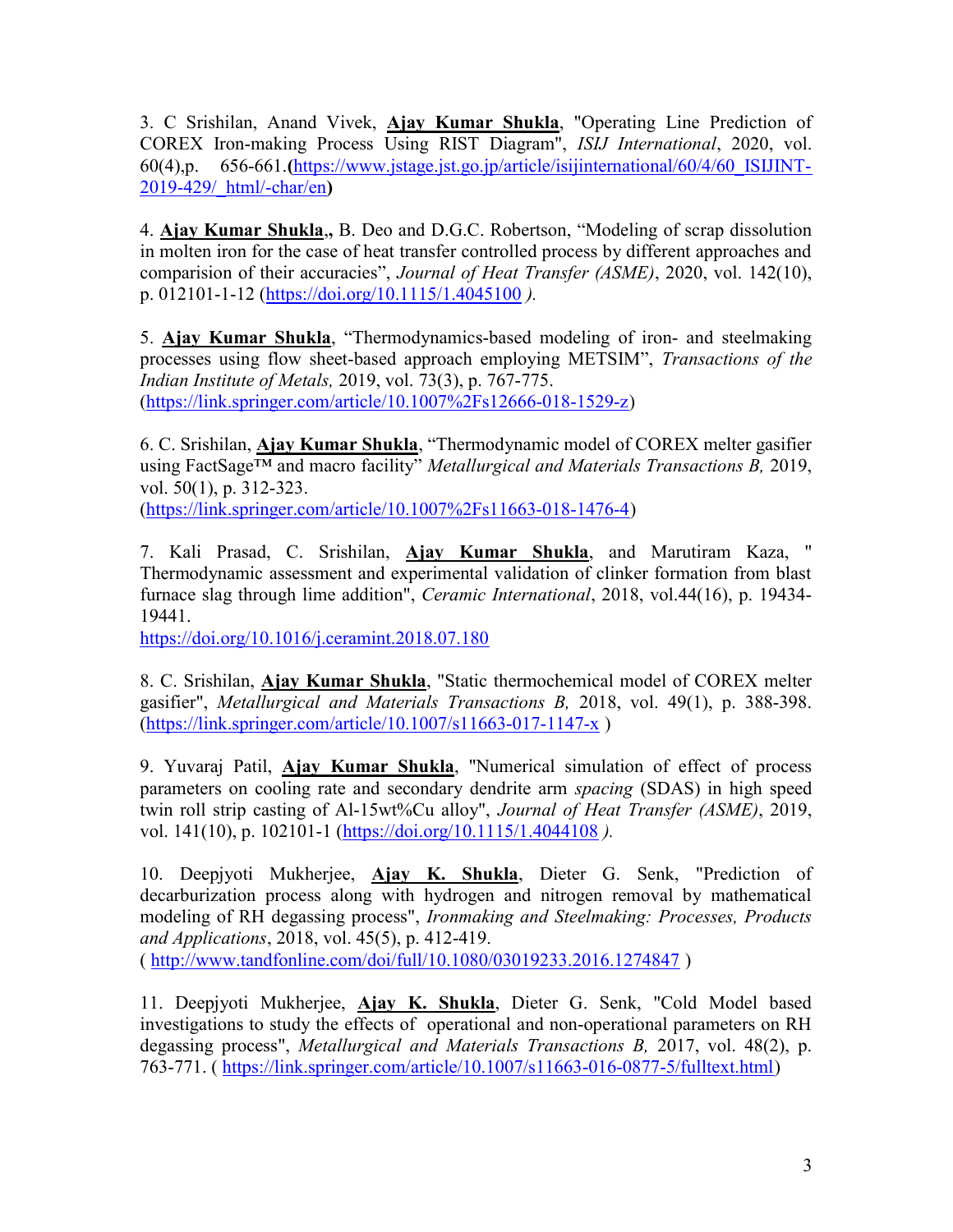3. C Srishilan, Anand Vivek, **Ajay Kumar Shukla**, "Operating Line Prediction of COREX Iron-making Process Using RIST Diagram", *ISIJ International*, 2020, vol. 60(4),p. 656-661.**(**https://www.jstage.jst.go.jp/article/isijinternational/60/4/60_ISIJINT-2019-429/_html/-char/en**)**

4. **Ajay Kumar Shukla.,** B. Deo and D.G.C. Robertson, "Modeling of scrap dissolution in molten iron for the case of heat transfer controlled process by different approaches and comparision of their accuracies", *Journal of Heat Transfer (ASME)*, 2020, vol. 142(10), p. 012101-1-12 (https://doi.org/10.1115/1.4045100 *).*

5. **Ajay Kumar Shukla**, "Thermodynamics-based modeling of iron- and steelmaking processes using flow sheet-based approach employing METSIM", *Transactions of the Indian Institute of Metals,* 2019, vol. 73(3), p. 767-775.
(https://link.springer.com/article/10.1007%2Fs12666-018-1529-z)

6. C. Srishilan, **Ajay Kumar Shukla**, "Thermodynamic model of COREX melter gasifier using FactSage™ and macro facility" *Metallurgical and Materials Transactions B,* 2019, vol. 50(1), p. 312-323.
(https://link.springer.com/article/10.1007%2Fs11663-018-1476-4)

7. Kali Prasad, C. Srishilan, **Ajay Kumar Shukla**, and Marutiram Kaza, " Thermodynamic assessment and experimental validation of clinker formation from blast furnace slag through lime addition", *Ceramic International*, 2018, vol.44(16), p. 19434-19441.
https://doi.org/10.1016/j.ceramint.2018.07.180

8. C. Srishilan, **Ajay Kumar Shukla**, "Static thermochemical model of COREX melter gasifier", *Metallurgical and Materials Transactions B,* 2018, vol. 49(1), p. 388-398. (https://link.springer.com/article/10.1007/s11663-017-1147-x )

9. Yuvaraj Patil, **Ajay Kumar Shukla**, "Numerical simulation of effect of process parameters on cooling rate and secondary dendrite arm *spacing* (SDAS) in high speed twin roll strip casting of Al-15wt%Cu alloy", *Journal of Heat Transfer (ASME)*, 2019, vol. 141(10), p. 102101-1 (https://doi.org/10.1115/1.4044108 *).*

10. Deepjyoti Mukherjee, **Ajay K. Shukla**, Dieter G. Senk, "Prediction of decarburization process along with hydrogen and nitrogen removal by mathematical modeling of RH degassing process", *Ironmaking and Steelmaking: Processes, Products and Applications*, 2018, vol. 45(5), p. 412-419.
( http://www.tandfonline.com/doi/full/10.1080/03019233.2016.1274847 )

11. Deepjyoti Mukherjee, **Ajay K. Shukla**, Dieter G. Senk, "Cold Model based investigations to study the effects of operational and non-operational parameters on RH degassing process", *Metallurgical and Materials Transactions B,* 2017, vol. 48(2), p. 763-771. ( https://link.springer.com/article/10.1007/s11663-016-0877-5/fulltext.html)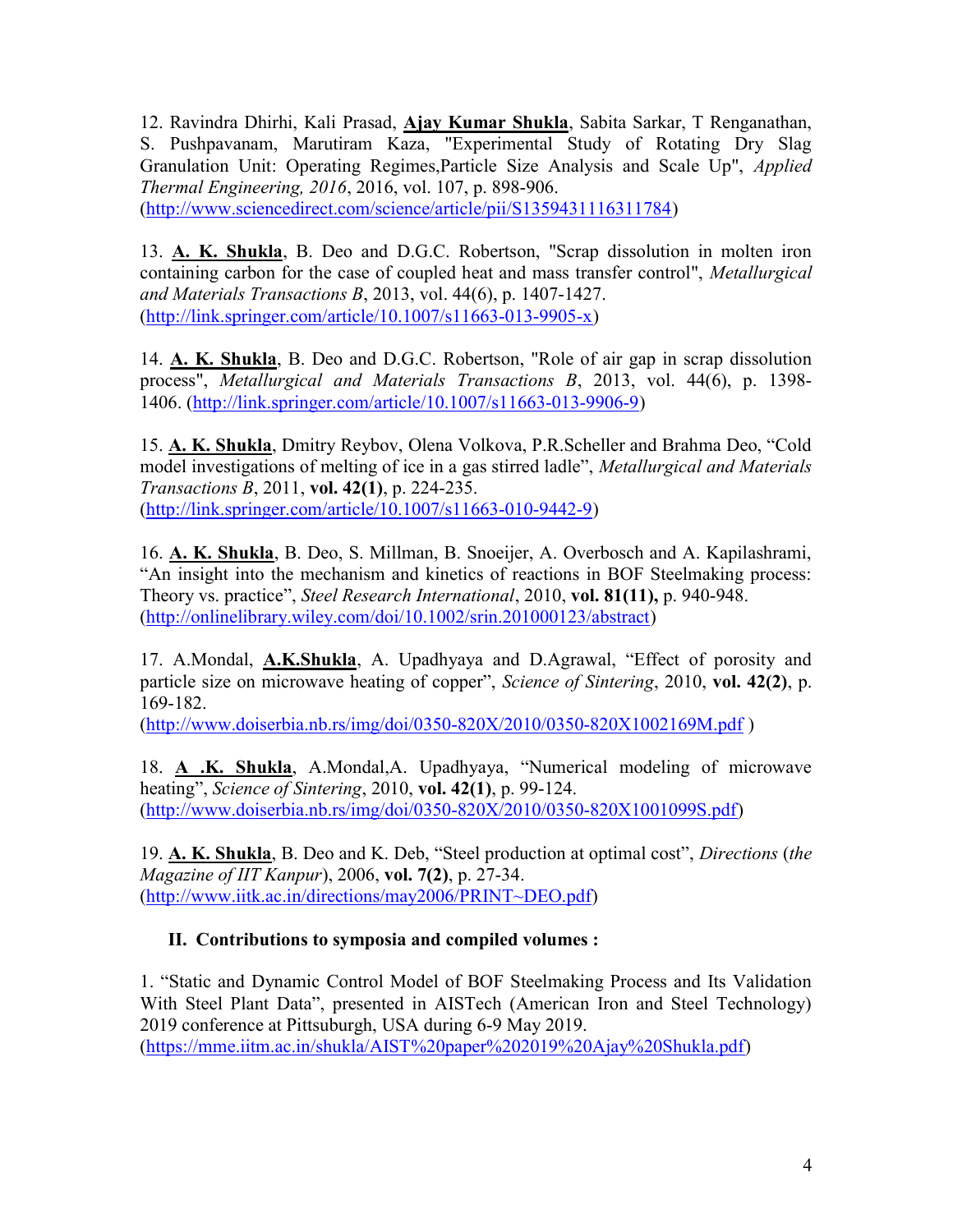12. Ravindra Dhirhi, Kali Prasad, **Ajay Kumar Shukla**, Sabita Sarkar, T Renganathan, S. Pushpavanam, Marutiram Kaza, "Experimental Study of Rotating Dry Slag Granulation Unit: Operating Regimes,Particle Size Analysis and Scale Up", *Applied Thermal Engineering, 2016*, 2016, vol. 107, p. 898-906. (http://www.sciencedirect.com/science/article/pii/S1359431116311784)

13. **A. K. Shukla**, B. Deo and D.G.C. Robertson, "Scrap dissolution in molten iron containing carbon for the case of coupled heat and mass transfer control", *Metallurgical and Materials Transactions B*, 2013, vol. 44(6), p. 1407-1427. (http://link.springer.com/article/10.1007/s11663-013-9905-x)

14. **A. K. Shukla**, B. Deo and D.G.C. Robertson, "Role of air gap in scrap dissolution process", *Metallurgical and Materials Transactions B*, 2013, vol. 44(6), p. 1398-1406. (http://link.springer.com/article/10.1007/s11663-013-9906-9)

15. **A. K. Shukla**, Dmitry Reybov, Olena Volkova, P.R.Scheller and Brahma Deo, "Cold model investigations of melting of ice in a gas stirred ladle", *Metallurgical and Materials Transactions B*, 2011, **vol. 42(1)**, p. 224-235. (http://link.springer.com/article/10.1007/s11663-010-9442-9)

16. **A. K. Shukla**, B. Deo, S. Millman, B. Snoeijer, A. Overbosch and A. Kapilashrami, "An insight into the mechanism and kinetics of reactions in BOF Steelmaking process: Theory vs. practice", *Steel Research International*, 2010, **vol. 81(11),** p. 940-948. (http://onlinelibrary.wiley.com/doi/10.1002/srin.201000123/abstract)

17. A.Mondal, **A.K.Shukla**, A. Upadhyaya and D.Agrawal, "Effect of porosity and particle size on microwave heating of copper", *Science of Sintering*, 2010, **vol. 42(2)**, p. 169-182. (http://www.doiserbia.nb.rs/img/doi/0350-820X/2010/0350-820X1002169M.pdf )

18. **A .K. Shukla**, A.Mondal,A. Upadhyaya, "Numerical modeling of microwave heating", *Science of Sintering*, 2010, **vol. 42(1)**, p. 99-124. (http://www.doiserbia.nb.rs/img/doi/0350-820X/2010/0350-820X1001099S.pdf)

19. **A. K. Shukla**, B. Deo and K. Deb, "Steel production at optimal cost", *Directions* (*the Magazine of IIT Kanpur*), 2006, **vol. 7(2)**, p. 27-34. (http://www.iitk.ac.in/directions/may2006/PRINT~DEO.pdf)

## II. Contributions to symposia and compiled volumes :

1. "Static and Dynamic Control Model of BOF Steelmaking Process and Its Validation With Steel Plant Data", presented in AISTech (American Iron and Steel Technology) 2019 conference at Pittsuburgh, USA during 6-9 May 2019. (https://mme.iitm.ac.in/shukla/AIST%20paper%202019%20Ajay%20Shukla.pdf)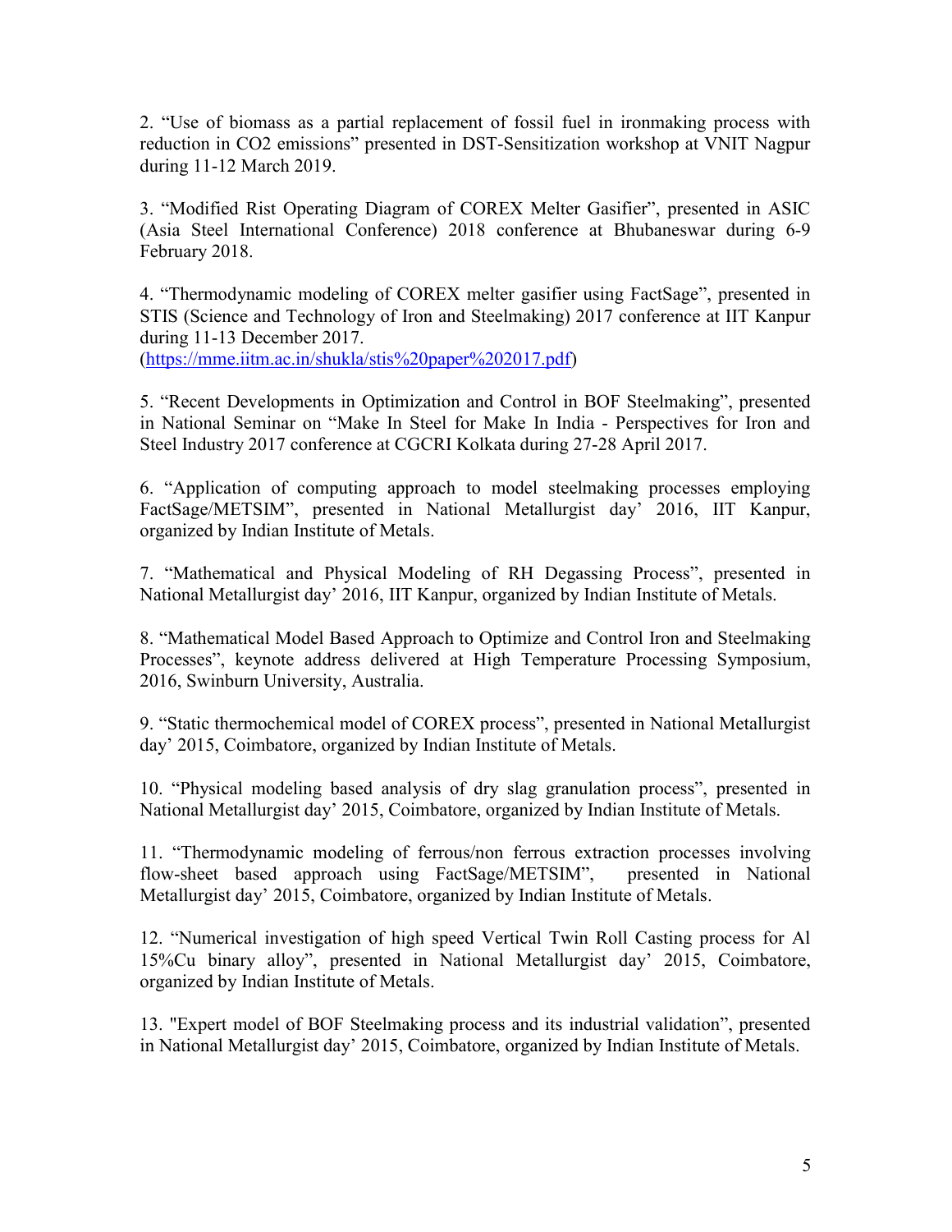2. “Use of biomass as a partial replacement of fossil fuel in ironmaking process with reduction in $CO_2$ emissions” presented in DST-Sensitization workshop at VNIT Nagpur during 11-12 March 2019.

3. “Modified Rist Operating Diagram of COREX Melter Gasifier”, presented in ASIC (Asia Steel International Conference) 2018 conference at Bhubaneswar during 6-9 February 2018.

4. “Thermodynamic modeling of COREX melter gasifier using FactSage”, presented in STIS (Science and Technology of Iron and Steelmaking) 2017 conference at IIT Kanpur during 11-13 December 2017. (https://mme.iitm.ac.in/shukla/stis%20paper%202017.pdf)

5. “Recent Developments in Optimization and Control in BOF Steelmaking”, presented in National Seminar on “Make In Steel for Make In India - Perspectives for Iron and Steel Industry 2017 conference at CGCRI Kolkata during 27-28 April 2017.

6. “Application of computing approach to model steelmaking processes employing FactSage/METSIM”, presented in National Metallurgist day’ 2016, IIT Kanpur, organized by Indian Institute of Metals.

7. “Mathematical and Physical Modeling of RH Degassing Process”, presented in National Metallurgist day’ 2016, IIT Kanpur, organized by Indian Institute of Metals.

8. “Mathematical Model Based Approach to Optimize and Control Iron and Steelmaking Processes”, keynote address delivered at High Temperature Processing Symposium, 2016, Swinburn University, Australia.

9. “Static thermochemical model of COREX process”, presented in National Metallurgist day’ 2015, Coimbatore, organized by Indian Institute of Metals.

10. “Physical modeling based analysis of dry slag granulation process”, presented in National Metallurgist day’ 2015, Coimbatore, organized by Indian Institute of Metals.

11. “Thermodynamic modeling of ferrous/non ferrous extraction processes involving flow-sheet based approach using FactSage/METSIM”, presented in National Metallurgist day’ 2015, Coimbatore, organized by Indian Institute of Metals.

12. “Numerical investigation of high speed Vertical Twin Roll Casting process for Al 15%Cu binary alloy”, presented in National Metallurgist day’ 2015, Coimbatore, organized by Indian Institute of Metals.

13. "Expert model of BOF Steelmaking process and its industrial validation”, presented in National Metallurgist day’ 2015, Coimbatore, organized by Indian Institute of Metals.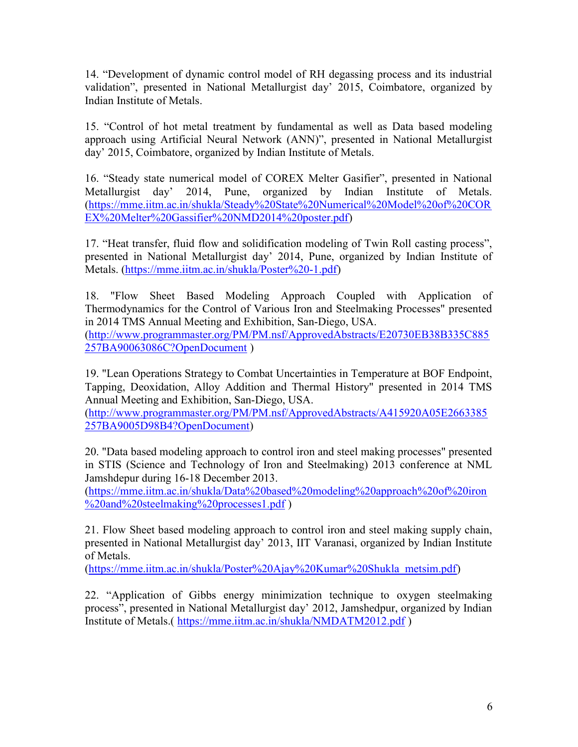14. "Development of dynamic control model of RH degassing process and its industrial validation", presented in National Metallurgist day' 2015, Coimbatore, organized by Indian Institute of Metals.

15. "Control of hot metal treatment by fundamental as well as Data based modeling approach using Artificial Neural Network (ANN)", presented in National Metallurgist day' 2015, Coimbatore, organized by Indian Institute of Metals.

16. "Steady state numerical model of COREX Melter Gasifier", presented in National Metallurgist day' 2014, Pune, organized by Indian Institute of Metals. (https://mme.iitm.ac.in/shukla/Steady%20State%20Numerical%20Model%20of%20COREX%20Melter%20Gassifier%20NMD2014%20poster.pdf)

17. "Heat transfer, fluid flow and solidification modeling of Twin Roll casting process", presented in National Metallurgist day' 2014, Pune, organized by Indian Institute of Metals. (https://mme.iitm.ac.in/shukla/Poster%20-1.pdf)

18. "Flow Sheet Based Modeling Approach Coupled with Application of Thermodynamics for the Control of Various Iron and Steelmaking Processes" presented in 2014 TMS Annual Meeting and Exhibition, San-Diego, USA. (http://www.programmaster.org/PM/PM.nsf/ApprovedAbstracts/E20730EB38B335C885257BA90063086C?OpenDocument )

19. "Lean Operations Strategy to Combat Uncertainties in Temperature at BOF Endpoint, Tapping, Deoxidation, Alloy Addition and Thermal History" presented in 2014 TMS Annual Meeting and Exhibition, San-Diego, USA. (http://www.programmaster.org/PM/PM.nsf/ApprovedAbstracts/A415920A05E2663385257BA9005D98B4?OpenDocument)

20. "Data based modeling approach to control iron and steel making processes" presented in STIS (Science and Technology of Iron and Steelmaking) 2013 conference at NML Jamshdepur during 16-18 December 2013. (https://mme.iitm.ac.in/shukla/Data%20based%20modeling%20approach%20of%20iron%20and%20steelmaking%20processes1.pdf )

21. Flow Sheet based modeling approach to control iron and steel making supply chain, presented in National Metallurgist day' 2013, IIT Varanasi, organized by Indian Institute of Metals. (https://mme.iitm.ac.in/shukla/Poster%20Ajay%20Kumar%20Shukla_metsim.pdf)

22. "Application of Gibbs energy minimization technique to oxygen steelmaking process", presented in National Metallurgist day' 2012, Jamshedpur, organized by Indian Institute of Metals.( https://mme.iitm.ac.in/shukla/NMDATM2012.pdf )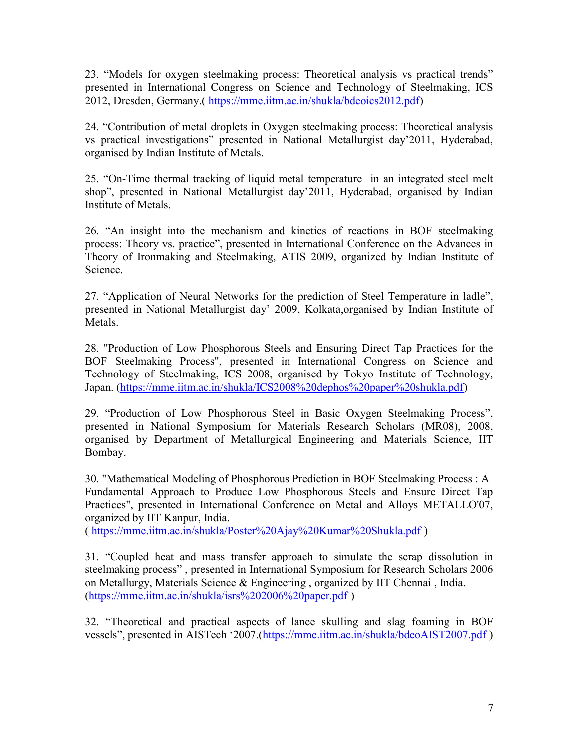23. “Models for oxygen steelmaking process: Theoretical analysis vs practical trends” presented in International Congress on Science and Technology of Steelmaking, ICS 2012, Dresden, Germany.( https://mme.iitm.ac.in/shukla/bdeoics2012.pdf)

24. “Contribution of metal droplets in Oxygen steelmaking process: Theoretical analysis vs practical investigations” presented in National Metallurgist day’2011, Hyderabad, organised by Indian Institute of Metals.

25. “On-Time thermal tracking of liquid metal temperature in an integrated steel melt shop”, presented in National Metallurgist day’2011, Hyderabad, organised by Indian Institute of Metals.

26. “An insight into the mechanism and kinetics of reactions in BOF steelmaking process: Theory vs. practice”, presented in International Conference on the Advances in Theory of Ironmaking and Steelmaking, ATIS 2009, organized by Indian Institute of Science.

27. “Application of Neural Networks for the prediction of Steel Temperature in ladle”, presented in National Metallurgist day’ 2009, Kolkata,organised by Indian Institute of Metals.

28. "Production of Low Phosphorous Steels and Ensuring Direct Tap Practices for the BOF Steelmaking Process", presented in International Congress on Science and Technology of Steelmaking, ICS 2008, organised by Tokyo Institute of Technology, Japan. (https://mme.iitm.ac.in/shukla/ICS2008%20dephos%20paper%20shukla.pdf)

29. “Production of Low Phosphorous Steel in Basic Oxygen Steelmaking Process”, presented in National Symposium for Materials Research Scholars (MR08), 2008, organised by Department of Metallurgical Engineering and Materials Science, IIT Bombay.

30. "Mathematical Modeling of Phosphorous Prediction in BOF Steelmaking Process : A Fundamental Approach to Produce Low Phosphorous Steels and Ensure Direct Tap Practices", presented in International Conference on Metal and Alloys METALLO'07, organized by IIT Kanpur, India.
( https://mme.iitm.ac.in/shukla/Poster%20Ajay%20Kumar%20Shukla.pdf )

31. “Coupled heat and mass transfer approach to simulate the scrap dissolution in steelmaking process” , presented in International Symposium for Research Scholars 2006 on Metallurgy, Materials Science & Engineering , organized by IIT Chennai , India. (https://mme.iitm.ac.in/shukla/isrs%202006%20paper.pdf )

32. “Theoretical and practical aspects of lance skulling and slag foaming in BOF vessels”, presented in AISTech ‘2007.(https://mme.iitm.ac.in/shukla/bdeoAIST2007.pdf )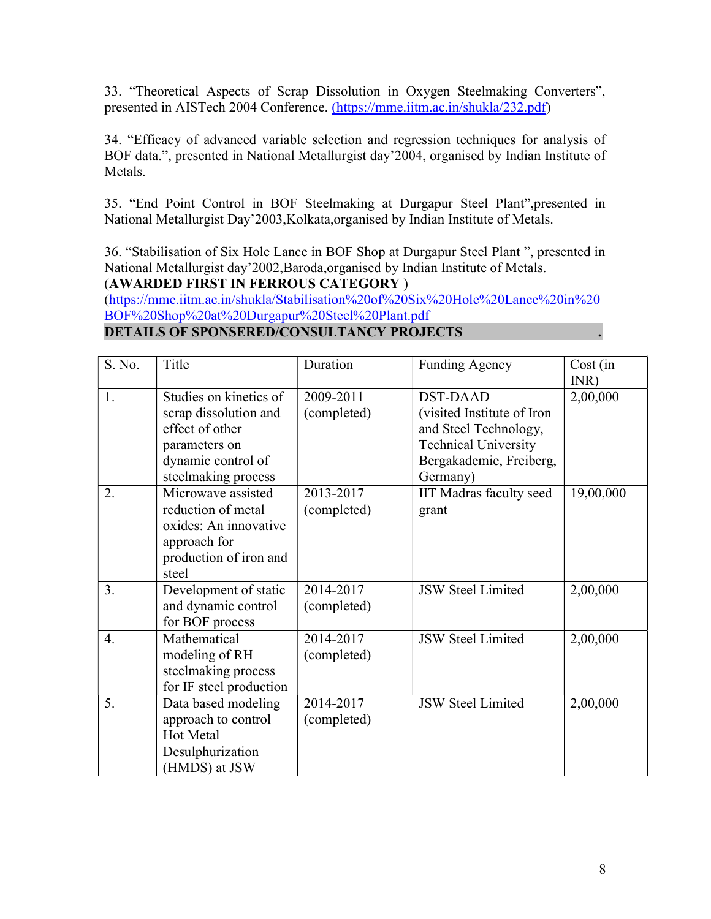33. "Theoretical Aspects of Scrap Dissolution in Oxygen Steelmaking Converters", presented in AISTech 2004 Conference. (https://mme.iitm.ac.in/shukla/232.pdf)

34. "Efficacy of advanced variable selection and regression techniques for analysis of BOF data.", presented in National Metallurgist day'2004, organised by Indian Institute of Metals.

35. "End Point Control in BOF Steelmaking at Durgapur Steel Plant",presented in National Metallurgist Day'2003,Kolkata,organised by Indian Institute of Metals.

36. "Stabilisation of Six Hole Lance in BOF Shop at Durgapur Steel Plant ", presented in National Metallurgist day'2002,Baroda,organised by Indian Institute of Metals.
(**AWARDED FIRST IN FERROUS CATEGORY** )
(https://mme.iitm.ac.in/shukla/Stabilisation%20of%20Six%20Hole%20Lance%20in%20BOF%20Shop%20at%20Durgapur%20Steel%20Plant.pdf

**DETAILS OF SPONSERED/CONSULTANCY PROJECTS**

| S. No. | Title | Duration | Funding Agency | Cost (in INR) |
|---|---|---|---|---|
| 1. | Studies on kinetics of scrap dissolution and effect of other parameters on dynamic control of steelmaking process | 2009-2011 (completed) | DST-DAAD (visited Institute of Iron and Steel Technology, Technical University Bergakademie, Freiberg, Germany) | 2,00,000 |
| 2. | Microwave assisted reduction of metal oxides: An innovative approach for production of iron and steel | 2013-2017 (completed) | IIT Madras faculty seed grant | 19,00,000 |
| 3. | Development of static and dynamic control for BOF process | 2014-2017 (completed) | JSW Steel Limited | 2,00,000 |
| 4. | Mathematical modeling of RH steelmaking process for IF steel production | 2014-2017 (completed) | JSW Steel Limited | 2,00,000 |
| 5. | Data based modeling approach to control Hot Metal Desulphurization (HMDS) at JSW | 2014-2017 (completed) | JSW Steel Limited | 2,00,000 |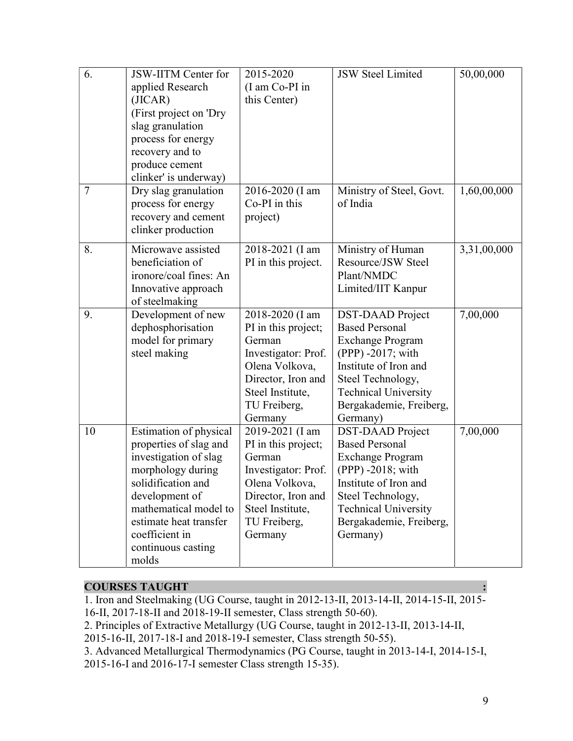| 6. | JSW-IITM Center for applied Research (JICAR) (First project on 'Dry slag granulation process for energy recovery and to produce cement clinker' is underway) | 2015-2020 (I am Co-PI in this Center) | JSW Steel Limited | 50,00,000 |
|---|---|---|---|---|
| 7 | Dry slag granulation process for energy recovery and cement clinker production | 2016-2020 (I am Co-PI in this project) | Ministry of Steel, Govt. of India | 1,60,00,000 |
| 8. | Microwave assisted beneficiation of ironore/coal fines: An Innovative approach of steelmaking | 2018-2021 (I am PI in this project. | Ministry of Human Resource/JSW Steel Plant/NMDC Limited/IIT Kanpur | 3,31,00,000 |
| 9. | Development of new dephosphorisation model for primary steel making | 2018-2020 (I am PI in this project; German Investigator: Prof. Olena Volkova, Director, Iron and Steel Institute, TU Freiberg, Germany | DST-DAAD Project Based Personal Exchange Program (PPP) -2017; with Institute of Iron and Steel Technology, Technical University Bergakademie, Freiberg, Germany) | 7,00,000 |
| 10 | Estimation of physical properties of slag and investigation of slag morphology during solidification and development of mathematical model to estimate heat transfer coefficient in continuous casting molds | 2019-2021 (I am PI in this project; German Investigator: Prof. Olena Volkova, Director, Iron and Steel Institute, TU Freiberg, Germany | DST-DAAD Project Based Personal Exchange Program (PPP) -2018; with Institute of Iron and Steel Technology, Technical University Bergakademie, Freiberg, Germany) | 7,00,000 |

## COURSES TAUGHT :

1. Iron and Steelmaking (UG Course, taught in 2012-13-II, 2013-14-II, 2014-15-II, 2015-16-II, 2017-18-II and 2018-19-II semester, Class strength 50-60).
2. Principles of Extractive Metallurgy (UG Course, taught in 2012-13-II, 2013-14-II, 2015-16-II, 2017-18-I and 2018-19-I semester, Class strength 50-55).
3. Advanced Metallurgical Thermodynamics (PG Course, taught in 2013-14-I, 2014-15-I, 2015-16-I and 2016-17-I semester Class strength 15-35).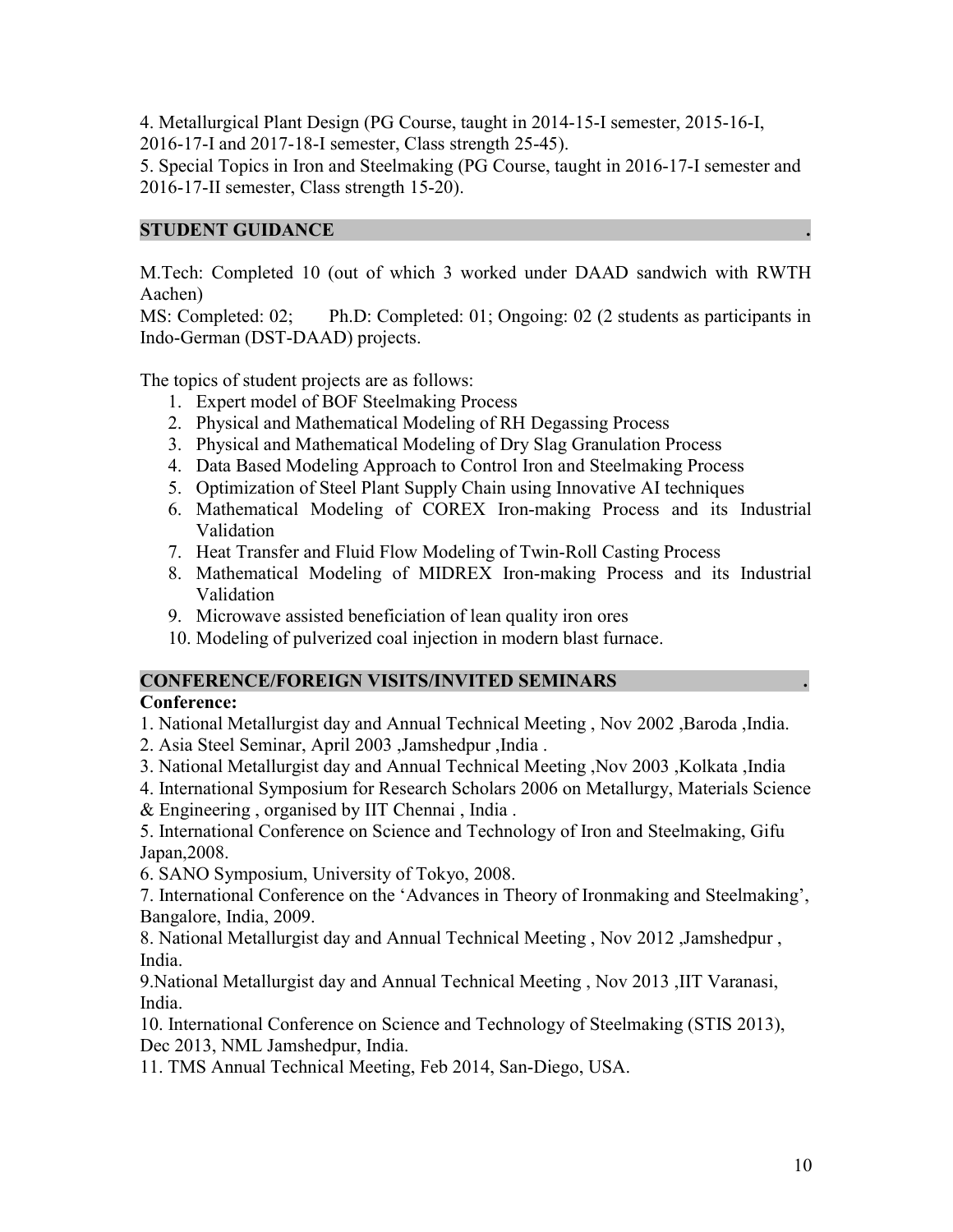4. Metallurgical Plant Design (PG Course, taught in 2014-15-I semester, 2015-16-I, 2016-17-I and 2017-18-I semester, Class strength 25-45).
5. Special Topics in Iron and Steelmaking (PG Course, taught in 2016-17-I semester and 2016-17-II semester, Class strength 15-20).

## STUDENT GUIDANCE

M.Tech: Completed 10 (out of which 3 worked under DAAD sandwich with RWTH Aachen)
MS: Completed: 02; Ph.D: Completed: 01; Ongoing: 02 (2 students as participants in Indo-German (DST-DAAD) projects.

The topics of student projects are as follows:

1. Expert model of BOF Steelmaking Process
2. Physical and Mathematical Modeling of RH Degassing Process
3. Physical and Mathematical Modeling of Dry Slag Granulation Process
4. Data Based Modeling Approach to Control Iron and Steelmaking Process
5. Optimization of Steel Plant Supply Chain using Innovative AI techniques
6. Mathematical Modeling of COREX Iron-making Process and its Industrial Validation
7. Heat Transfer and Fluid Flow Modeling of Twin-Roll Casting Process
8. Mathematical Modeling of MIDREX Iron-making Process and its Industrial Validation
9. Microwave assisted beneficiation of lean quality iron ores
10. Modeling of pulverized coal injection in modern blast furnace.

## CONFERENCE/FOREIGN VISITS/INVITED SEMINARS

**Conference:**

1. National Metallurgist day and Annual Technical Meeting , Nov 2002 ,Baroda ,India.
2. Asia Steel Seminar, April 2003 ,Jamshedpur ,India .
3. National Metallurgist day and Annual Technical Meeting ,Nov 2003 ,Kolkata ,India
4. International Symposium for Research Scholars 2006 on Metallurgy, Materials Science & Engineering , organised by IIT Chennai , India .
5. International Conference on Science and Technology of Iron and Steelmaking, Gifu Japan,2008.
6. SANO Symposium, University of Tokyo, 2008.
7. International Conference on the 'Advances in Theory of Ironmaking and Steelmaking', Bangalore, India, 2009.
8. National Metallurgist day and Annual Technical Meeting , Nov 2012 ,Jamshedpur , India.
9. National Metallurgist day and Annual Technical Meeting , Nov 2013 ,IIT Varanasi, India.
10. International Conference on Science and Technology of Steelmaking (STIS 2013), Dec 2013, NML Jamshedpur, India.
11. TMS Annual Technical Meeting, Feb 2014, San-Diego, USA.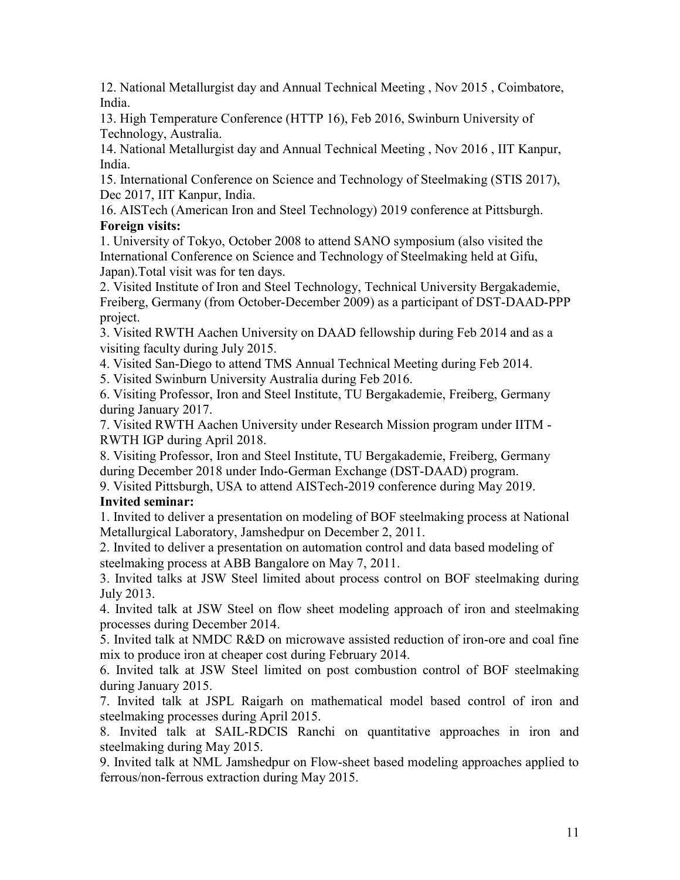12. National Metallurgist day and Annual Technical Meeting , Nov 2015 , Coimbatore, India.

13. High Temperature Conference (HTTP 16), Feb 2016, Swinburn University of Technology, Australia.

14. National Metallurgist day and Annual Technical Meeting , Nov 2016 , IIT Kanpur, India.

15. International Conference on Science and Technology of Steelmaking (STIS 2017), Dec 2017, IIT Kanpur, India.

16. AISTech (American Iron and Steel Technology) 2019 conference at Pittsburgh.

**Foreign visits:**

1. University of Tokyo, October 2008 to attend SANO symposium (also visited the International Conference on Science and Technology of Steelmaking held at Gifu, Japan).Total visit was for ten days.
2. Visited Institute of Iron and Steel Technology, Technical University Bergakademie, Freiberg, Germany (from October-December 2009) as a participant of DST-DAAD-PPP project.
3. Visited RWTH Aachen University on DAAD fellowship during Feb 2014 and as a visiting faculty during July 2015.
4. Visited San-Diego to attend TMS Annual Technical Meeting during Feb 2014.
5. Visited Swinburn University Australia during Feb 2016.
6. Visiting Professor, Iron and Steel Institute, TU Bergakademie, Freiberg, Germany during January 2017.
7. Visited RWTH Aachen University under Research Mission program under IITM - RWTH IGP during April 2018.
8. Visiting Professor, Iron and Steel Institute, TU Bergakademie, Freiberg, Germany during December 2018 under Indo-German Exchange (DST-DAAD) program.
9. Visited Pittsburgh, USA to attend AISTech-2019 conference during May 2019.

**Invited seminar:**

1. Invited to deliver a presentation on modeling of BOF steelmaking process at National Metallurgical Laboratory, Jamshedpur on December 2, 2011.
2. Invited to deliver a presentation on automation control and data based modeling of steelmaking process at ABB Bangalore on May 7, 2011.
3. Invited talks at JSW Steel limited about process control on BOF steelmaking during July 2013.
4. Invited talk at JSW Steel on flow sheet modeling approach of iron and steelmaking processes during December 2014.
5. Invited talk at NMDC R&D on microwave assisted reduction of iron-ore and coal fine mix to produce iron at cheaper cost during February 2014.
6. Invited talk at JSW Steel limited on post combustion control of BOF steelmaking during January 2015.
7. Invited talk at JSPL Raigarh on mathematical model based control of iron and steelmaking processes during April 2015.
8. Invited talk at SAIL-RDCIS Ranchi on quantitative approaches in iron and steelmaking during May 2015.
9. Invited talk at NML Jamshedpur on Flow-sheet based modeling approaches applied to ferrous/non-ferrous extraction during May 2015.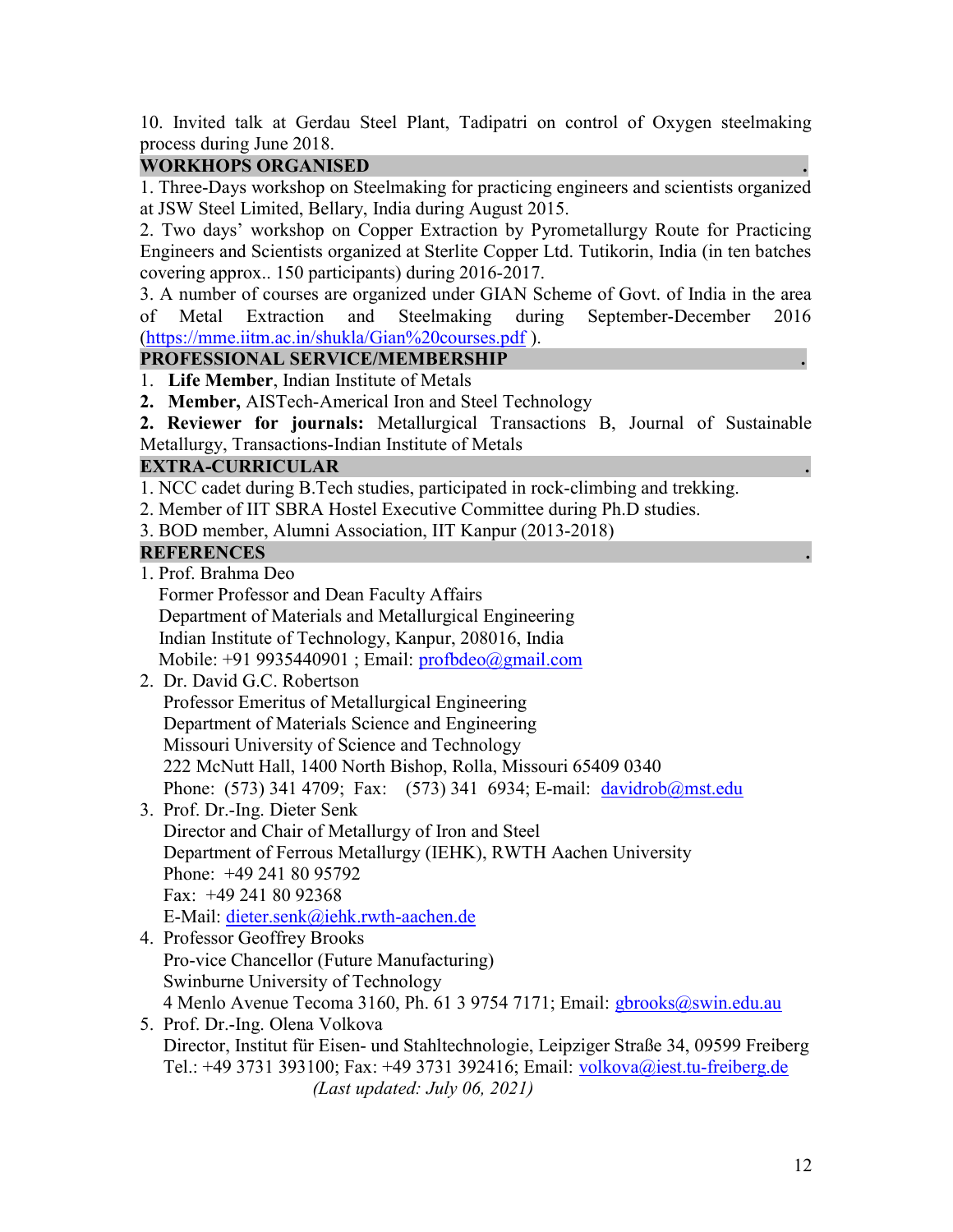10. Invited talk at Gerdau Steel Plant, Tadipatri on control of Oxygen steelmaking process during June 2018.

## WORKHOPS ORGANISED

1. Three-Days workshop on Steelmaking for practicing engineers and scientists organized at JSW Steel Limited, Bellary, India during August 2015.
2. Two days' workshop on Copper Extraction by Pyrometallurgy Route for Practicing Engineers and Scientists organized at Sterlite Copper Ltd. Tutikorin, India (in ten batches covering approx.. 150 participants) during 2016-2017.
3. A number of courses are organized under GIAN Scheme of Govt. of India in the area of Metal Extraction and Steelmaking during September-December 2016 (https://mme.iitm.ac.in/shukla/Gian%20courses.pdf ).

## PROFESSIONAL SERVICE/MEMBERSHIP

1. **Life Member**, Indian Institute of Metals
2. **Member,** AISTech-Americal Iron and Steel Technology

**2. Reviewer for journals:** Metallurgical Transactions B, Journal of Sustainable Metallurgy, Transactions-Indian Institute of Metals

## EXTRA-CURRICULAR

1. NCC cadet during B.Tech studies, participated in rock-climbing and trekking.
2. Member of IIT SBRA Hostel Executive Committee during Ph.D studies.
3. BOD member, Alumni Association, IIT Kanpur (2013-2018)

## REFERENCES

1. Prof. Brahma Deo
   Former Professor and Dean Faculty Affairs
   Department of Materials and Metallurgical Engineering
   Indian Institute of Technology, Kanpur, 208016, India
   Mobile: +91 9935440901 ; Email: profbdeo@gmail.com
2. Dr. David G.C. Robertson
   Professor Emeritus of Metallurgical Engineering
   Department of Materials Science and Engineering
   Missouri University of Science and Technology
   222 McNutt Hall, 1400 North Bishop, Rolla, Missouri 65409 0340
   Phone: (573) 341 4709; Fax: (573) 341 6934; E-mail: davidrob@mst.edu
3. Prof. Dr.-Ing. Dieter Senk
   Director and Chair of Metallurgy of Iron and Steel
   Department of Ferrous Metallurgy (IEHK), RWTH Aachen University
   Phone: +49 241 80 95792
   Fax: +49 241 80 92368
   E-Mail: dieter.senk@iehk.rwth-aachen.de
4. Professor Geoffrey Brooks
   Pro-vice Chancellor (Future Manufacturing)
   Swinburne University of Technology
   4 Menlo Avenue Tecoma 3160, Ph. 61 3 9754 7171; Email: gbrooks@swin.edu.au
5. Prof. Dr.-Ing. Olena Volkova
   Director, Institut für Eisen- und Stahltechnologie, Leipziger Straße 34, 09599 Freiberg
   Tel.: +49 3731 393100; Fax: +49 3731 392416; Email: volkova@iest.tu-freiberg.de

*(Last updated: July 06, 2021)*